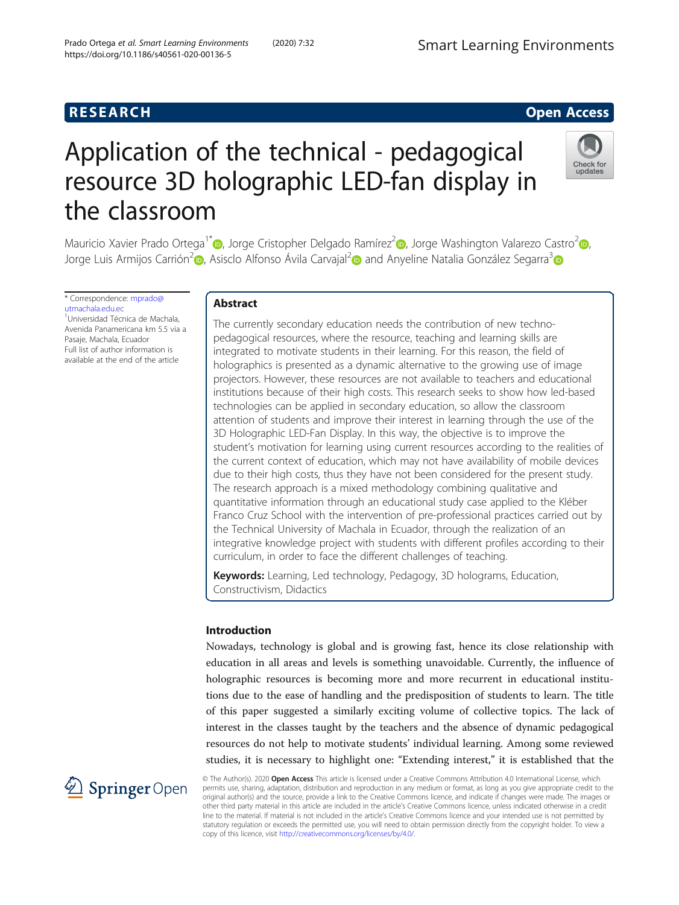RESEARCH

Open Access

# Application of the technical - pedagogical resource 3D holographic LED-fan display in the classroom

Mauricio Xavier Prado Ortega[1*], Jorge Cristopher Delgado Ramírez[2], Jorge Washington Valarezo Castro[2], Jorge Luis Armijos Carrión[2], Asisclo Alfonso Ávila Carvajal[2] and Anyeline Natalia González Segarra[3]

\* Correspondence: mprado@utmachala.edu.ec
[1]Universidad Técnica de Machala, Avenida Panamericana km 5.5 via a Pasaje, Machala, Ecuador
Full list of author information is available at the end of the article

## Abstract

The currently secondary education needs the contribution of new techno-pedagogical resources, where the resource, teaching and learning skills are integrated to motivate students in their learning. For this reason, the field of holographics is presented as a dynamic alternative to the growing use of image projectors. However, these resources are not available to teachers and educational institutions because of their high costs. This research seeks to show how led-based technologies can be applied in secondary education, so allow the classroom attention of students and improve their interest in learning through the use of the 3D Holographic LED-Fan Display. In this way, the objective is to improve the student's motivation for learning using current resources according to the realities of the current context of education, which may not have availability of mobile devices due to their high costs, thus they have not been considered for the present study. The research approach is a mixed methodology combining qualitative and quantitative information through an educational study case applied to the Kléber Franco Cruz School with the intervention of pre-professional practices carried out by the Technical University of Machala in Ecuador, through the realization of an integrative knowledge project with students with different profiles according to their curriculum, in order to face the different challenges of teaching.

**Keywords:** Learning, Led technology, Pedagogy, 3D holograms, Education, Constructivism, Didactics

## Introduction

Nowadays, technology is global and is growing fast, hence its close relationship with education in all areas and levels is something unavoidable. Currently, the influence of holographic resources is becoming more and more recurrent in educational institutions due to the ease of handling and the predisposition of students to learn. The title of this paper suggested a similarly exciting volume of collective topics. The lack of interest in the classes taught by the teachers and the absence of dynamic pedagogical resources do not help to motivate students' individual learning. Among some reviewed studies, it is necessary to highlight one: "Extending interest," it is established that the

© The Author(s). 2020 **Open Access** This article is licensed under a Creative Commons Attribution 4.0 International License, which permits use, sharing, adaptation, distribution and reproduction in any medium or format, as long as you give appropriate credit to the original author(s) and the source, provide a link to the Creative Commons licence, and indicate if changes were made. The images or other third party material in this article are included in the article's Creative Commons licence, unless indicated otherwise in a credit line to the material. If material is not included in the article's Creative Commons licence and your intended use is not permitted by statutory regulation or exceeds the permitted use, you will need to obtain permission directly from the copyright holder. To view a copy of this licence, visit http://creativecommons.org/licenses/by/4.0/.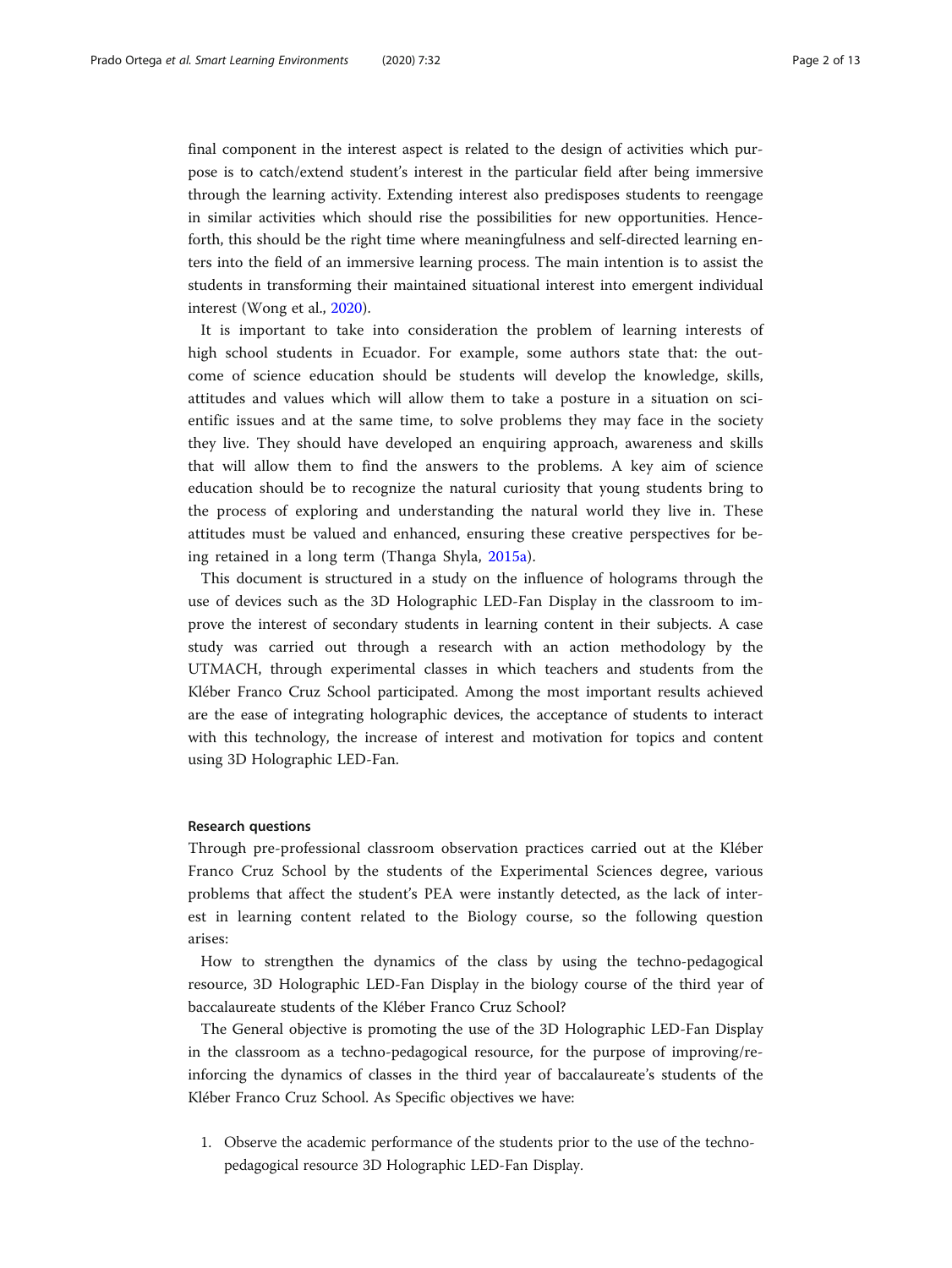final component in the interest aspect is related to the design of activities which purpose is to catch/extend student's interest in the particular field after being immersive through the learning activity. Extending interest also predisposes students to reengage in similar activities which should rise the possibilities for new opportunities. Henceforth, this should be the right time where meaningfulness and self-directed learning enters into the field of an immersive learning process. The main intention is to assist the students in transforming their maintained situational interest into emergent individual interest (Wong et al., 2020).

It is important to take into consideration the problem of learning interests of high school students in Ecuador. For example, some authors state that: the outcome of science education should be students will develop the knowledge, skills, attitudes and values which will allow them to take a posture in a situation on scientific issues and at the same time, to solve problems they may face in the society they live. They should have developed an enquiring approach, awareness and skills that will allow them to find the answers to the problems. A key aim of science education should be to recognize the natural curiosity that young students bring to the process of exploring and understanding the natural world they live in. These attitudes must be valued and enhanced, ensuring these creative perspectives for being retained in a long term (Thanga Shyla, 2015a).

This document is structured in a study on the influence of holograms through the use of devices such as the 3D Holographic LED-Fan Display in the classroom to improve the interest of secondary students in learning content in their subjects. A case study was carried out through a research with an action methodology by the UTMACH, through experimental classes in which teachers and students from the Kléber Franco Cruz School participated. Among the most important results achieved are the ease of integrating holographic devices, the acceptance of students to interact with this technology, the increase of interest and motivation for topics and content using 3D Holographic LED-Fan.

#### Research questions

Through pre-professional classroom observation practices carried out at the Kléber Franco Cruz School by the students of the Experimental Sciences degree, various problems that affect the student's PEA were instantly detected, as the lack of interest in learning content related to the Biology course, so the following question arises:

How to strengthen the dynamics of the class by using the techno-pedagogical resource, 3D Holographic LED-Fan Display in the biology course of the third year of baccalaureate students of the Kléber Franco Cruz School?

The General objective is promoting the use of the 3D Holographic LED-Fan Display in the classroom as a techno-pedagogical resource, for the purpose of improving/reinforcing the dynamics of classes in the third year of baccalaureate's students of the Kléber Franco Cruz School. As Specific objectives we have:

1. Observe the academic performance of the students prior to the use of the techno-pedagogical resource 3D Holographic LED-Fan Display.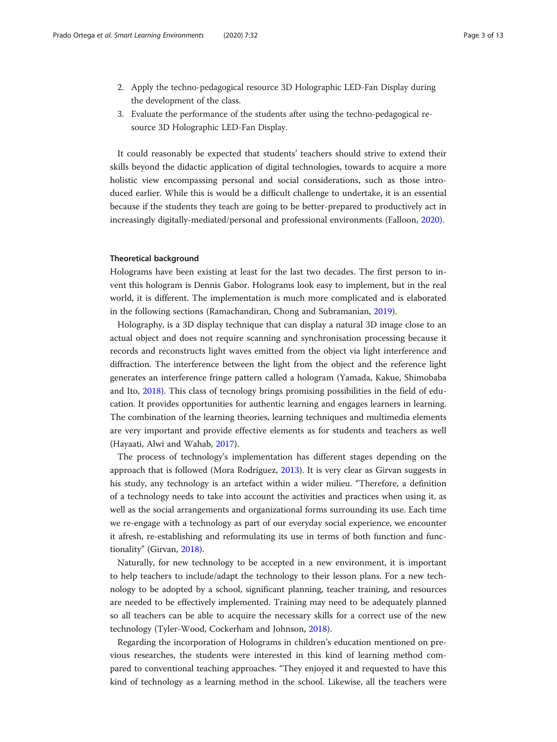2. Apply the techno-pedagogical resource 3D Holographic LED-Fan Display during the development of the class.
3. Evaluate the performance of the students after using the techno-pedagogical resource 3D Holographic LED-Fan Display.

It could reasonably be expected that students' teachers should strive to extend their skills beyond the didactic application of digital technologies, towards to acquire a more holistic view encompassing personal and social considerations, such as those introduced earlier. While this is would be a difficult challenge to undertake, it is an essential because if the students they teach are going to be better-prepared to productively act in increasingly digitally-mediated/personal and professional environments (Falloon, 2020).

#### Theoretical background

Holograms have been existing at least for the last two decades. The first person to invent this hologram is Dennis Gabor. Holograms look easy to implement, but in the real world, it is different. The implementation is much more complicated and is elaborated in the following sections (Ramachandiran, Chong and Subramanian, 2019).

Holography, is a 3D display technique that can display a natural 3D image close to an actual object and does not require scanning and synchronisation processing because it records and reconstructs light waves emitted from the object via light interference and diffraction. The interference between the light from the object and the reference light generates an interference fringe pattern called a hologram (Yamada, Kakue, Shimobaba and Ito, 2018). This class of tecnology brings promising possibilities in the field of education. It provides opportunities for authentic learning and engages learners in learning. The combination of the learning theories, learning techniques and multimedia elements are very important and provide effective elements as for students and teachers as well (Hayaati, Alwi and Wahab, 2017).

The process of technology's implementation has different stages depending on the approach that is followed (Mora Rodríguez, 2013). It is very clear as Girvan suggests in his study, any technology is an artefact within a wider milieu. "Therefore, a definition of a technology needs to take into account the activities and practices when using it, as well as the social arrangements and organizational forms surrounding its use. Each time we re-engage with a technology as part of our everyday social experience, we encounter it afresh, re-establishing and reformulating its use in terms of both function and functionality" (Girvan, 2018).

Naturally, for new technology to be accepted in a new environment, it is important to help teachers to include/adapt the technology to their lesson plans. For a new technology to be adopted by a school, significant planning, teacher training, and resources are needed to be effectively implemented. Training may need to be adequately planned so all teachers can be able to acquire the necessary skills for a correct use of the new technology (Tyler-Wood, Cockerham and Johnson, 2018).

Regarding the incorporation of Holograms in children's education mentioned on previous researches, the students were interested in this kind of learning method compared to conventional teaching approaches. "They enjoyed it and requested to have this kind of technology as a learning method in the school. Likewise, all the teachers were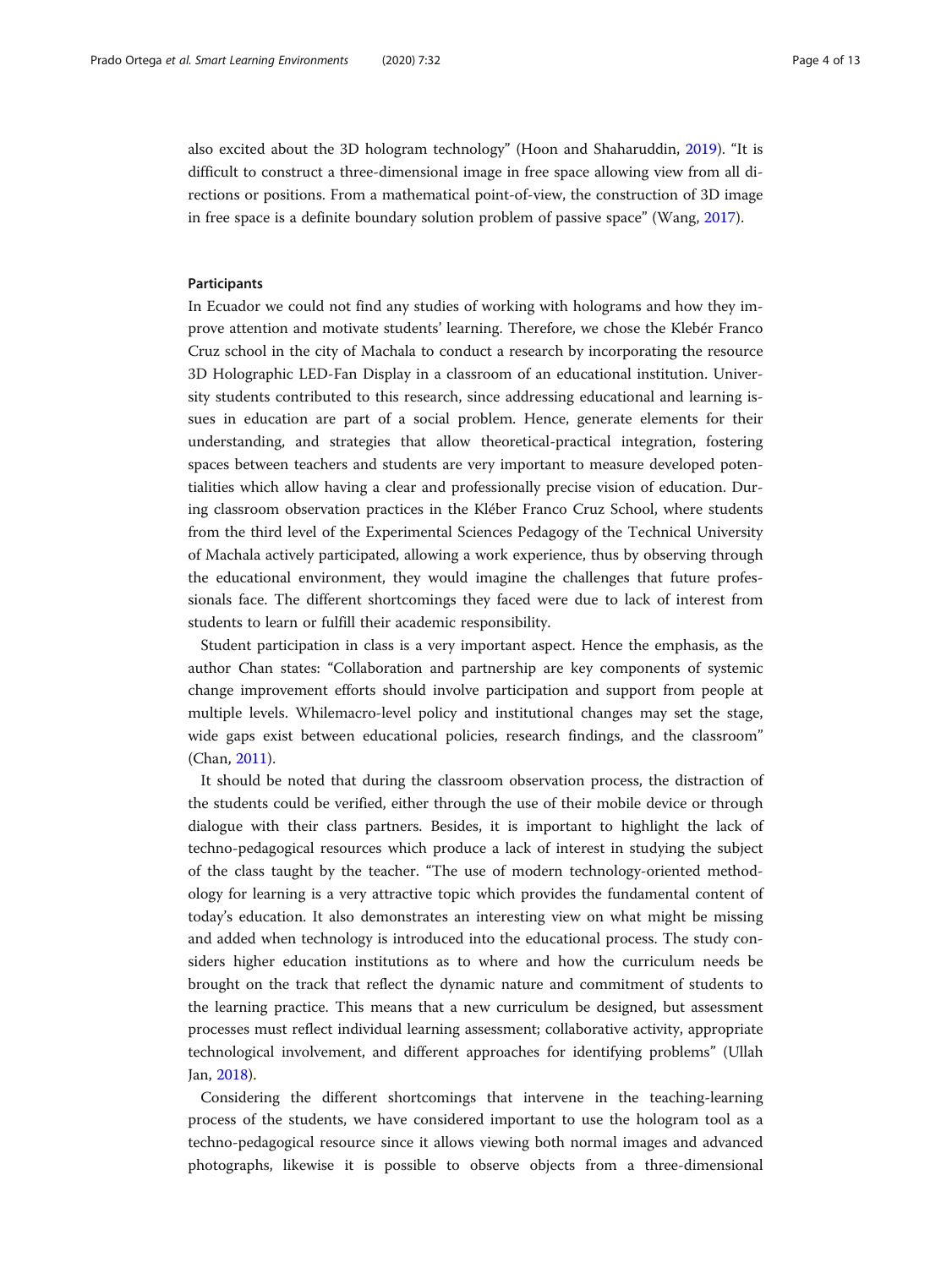also excited about the 3D hologram technology" (Hoon and Shaharuddin, 2019). "It is difficult to construct a three-dimensional image in free space allowing view from all directions or positions. From a mathematical point-of-view, the construction of 3D image in free space is a definite boundary solution problem of passive space" (Wang, 2017).

### Participants

In Ecuador we could not find any studies of working with holograms and how they improve attention and motivate students' learning. Therefore, we chose the Klebér Franco Cruz school in the city of Machala to conduct a research by incorporating the resource 3D Holographic LED-Fan Display in a classroom of an educational institution. University students contributed to this research, since addressing educational and learning issues in education are part of a social problem. Hence, generate elements for their understanding, and strategies that allow theoretical-practical integration, fostering spaces between teachers and students are very important to measure developed potentialities which allow having a clear and professionally precise vision of education. During classroom observation practices in the Kléber Franco Cruz School, where students from the third level of the Experimental Sciences Pedagogy of the Technical University of Machala actively participated, allowing a work experience, thus by observing through the educational environment, they would imagine the challenges that future professionals face. The different shortcomings they faced were due to lack of interest from students to learn or fulfill their academic responsibility.

Student participation in class is a very important aspect. Hence the emphasis, as the author Chan states: "Collaboration and partnership are key components of systemic change improvement efforts should involve participation and support from people at multiple levels. Whilemacro-level policy and institutional changes may set the stage, wide gaps exist between educational policies, research findings, and the classroom" (Chan, 2011).

It should be noted that during the classroom observation process, the distraction of the students could be verified, either through the use of their mobile device or through dialogue with their class partners. Besides, it is important to highlight the lack of techno-pedagogical resources which produce a lack of interest in studying the subject of the class taught by the teacher. "The use of modern technology-oriented methodology for learning is a very attractive topic which provides the fundamental content of today's education. It also demonstrates an interesting view on what might be missing and added when technology is introduced into the educational process. The study considers higher education institutions as to where and how the curriculum needs be brought on the track that reflect the dynamic nature and commitment of students to the learning practice. This means that a new curriculum be designed, but assessment processes must reflect individual learning assessment; collaborative activity, appropriate technological involvement, and different approaches for identifying problems" (Ullah Jan, 2018).

Considering the different shortcomings that intervene in the teaching-learning process of the students, we have considered important to use the hologram tool as a techno-pedagogical resource since it allows viewing both normal images and advanced photographs, likewise it is possible to observe objects from a three-dimensional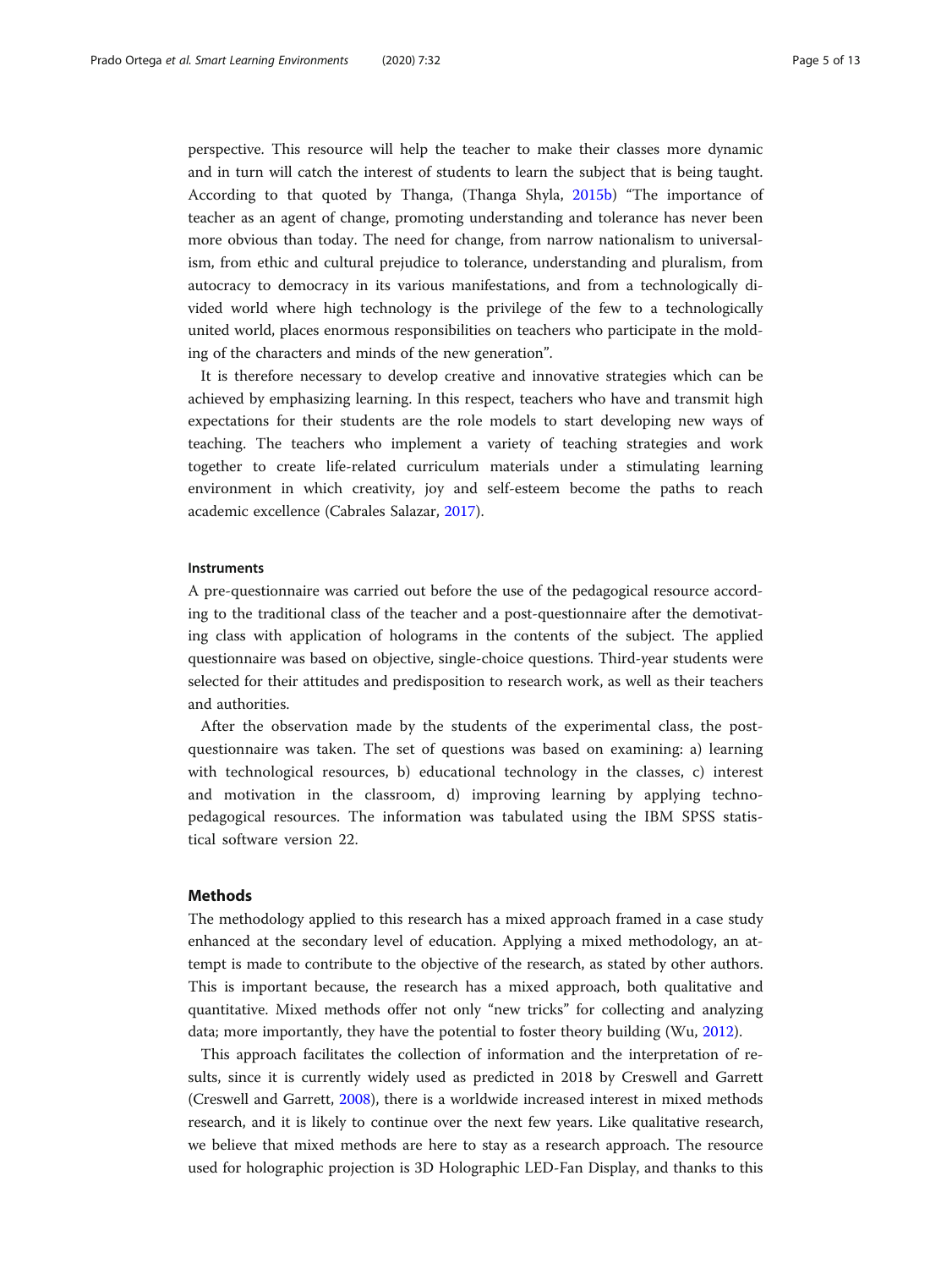perspective. This resource will help the teacher to make their classes more dynamic and in turn will catch the interest of students to learn the subject that is being taught. According to that quoted by Thanga, (Thanga Shyla, 2015b) "The importance of teacher as an agent of change, promoting understanding and tolerance has never been more obvious than today. The need for change, from narrow nationalism to universalism, from ethic and cultural prejudice to tolerance, understanding and pluralism, from autocracy to democracy in its various manifestations, and from a technologically divided world where high technology is the privilege of the few to a technologically united world, places enormous responsibilities on teachers who participate in the molding of the characters and minds of the new generation".

It is therefore necessary to develop creative and innovative strategies which can be achieved by emphasizing learning. In this respect, teachers who have and transmit high expectations for their students are the role models to start developing new ways of teaching. The teachers who implement a variety of teaching strategies and work together to create life-related curriculum materials under a stimulating learning environment in which creativity, joy and self-esteem become the paths to reach academic excellence (Cabrales Salazar, 2017).

### Instruments

A pre-questionnaire was carried out before the use of the pedagogical resource according to the traditional class of the teacher and a post-questionnaire after the demotivating class with application of holograms in the contents of the subject. The applied questionnaire was based on objective, single-choice questions. Third-year students were selected for their attitudes and predisposition to research work, as well as their teachers and authorities.

After the observation made by the students of the experimental class, the post-questionnaire was taken. The set of questions was based on examining: a) learning with technological resources, b) educational technology in the classes, c) interest and motivation in the classroom, d) improving learning by applying techno-pedagogical resources. The information was tabulated using the IBM SPSS statistical software version 22.

## Methods

The methodology applied to this research has a mixed approach framed in a case study enhanced at the secondary level of education. Applying a mixed methodology, an attempt is made to contribute to the objective of the research, as stated by other authors. This is important because, the research has a mixed approach, both qualitative and quantitative. Mixed methods offer not only "new tricks" for collecting and analyzing data; more importantly, they have the potential to foster theory building (Wu, 2012).

This approach facilitates the collection of information and the interpretation of results, since it is currently widely used as predicted in 2018 by Creswell and Garrett (Creswell and Garrett, 2008), there is a worldwide increased interest in mixed methods research, and it is likely to continue over the next few years. Like qualitative research, we believe that mixed methods are here to stay as a research approach. The resource used for holographic projection is 3D Holographic LED-Fan Display, and thanks to this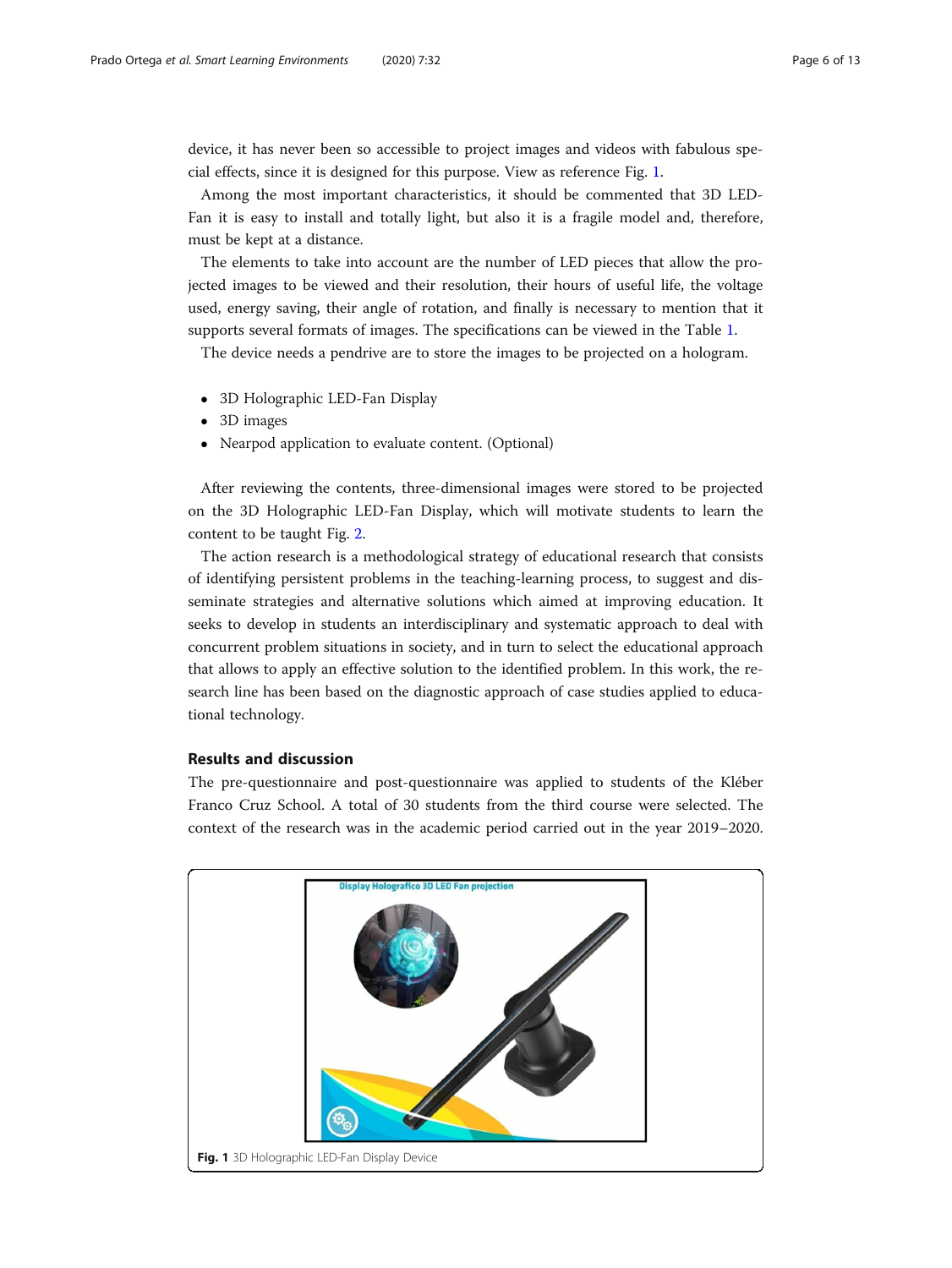device, it has never been so accessible to project images and videos with fabulous special effects, since it is designed for this purpose. View as reference Fig. 1.

Among the most important characteristics, it should be commented that 3D LED-Fan it is easy to install and totally light, but also it is a fragile model and, therefore, must be kept at a distance.

The elements to take into account are the number of LED pieces that allow the projected images to be viewed and their resolution, their hours of useful life, the voltage used, energy saving, their angle of rotation, and finally is necessary to mention that it supports several formats of images. The specifications can be viewed in the Table 1.

The device needs a pendrive are to store the images to be projected on a hologram.

- 3D Holographic LED-Fan Display
- 3D images
- Nearpod application to evaluate content. (Optional)

After reviewing the contents, three-dimensional images were stored to be projected on the 3D Holographic LED-Fan Display, which will motivate students to learn the content to be taught Fig. 2.

The action research is a methodological strategy of educational research that consists of identifying persistent problems in the teaching-learning process, to suggest and disseminate strategies and alternative solutions which aimed at improving education. It seeks to develop in students an interdisciplinary and systematic approach to deal with concurrent problem situations in society, and in turn to select the educational approach that allows to apply an effective solution to the identified problem. In this work, the research line has been based on the diagnostic approach of case studies applied to educational technology.

## Results and discussion

The pre-questionnaire and post-questionnaire was applied to students of the Kléber Franco Cruz School. A total of 30 students from the third course were selected. The context of the research was in the academic period carried out in the year 2019–2020.

**Fig. 1** 3D Holographic LED-Fan Display Device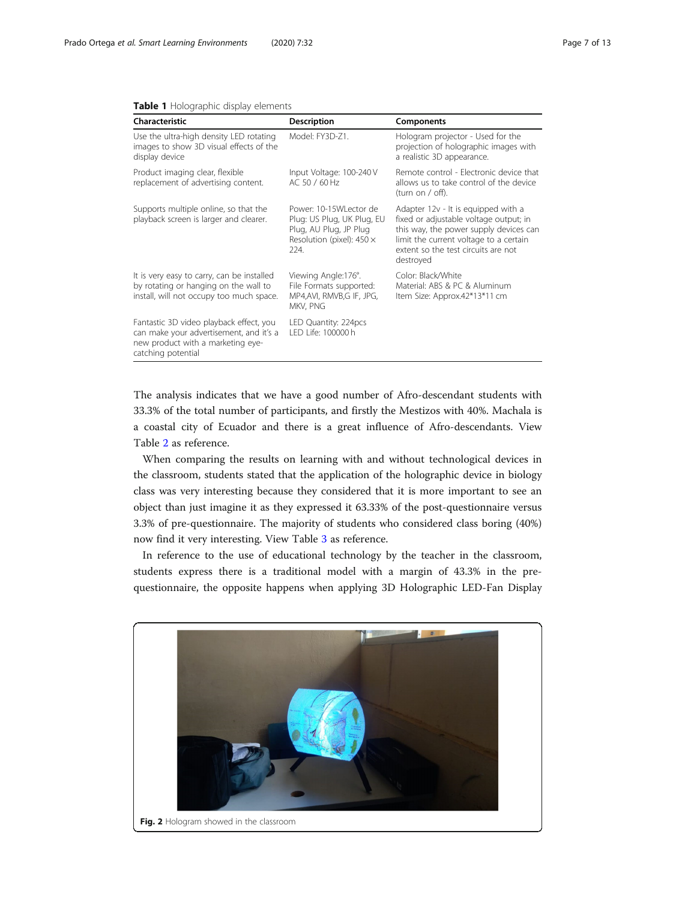**Table 1** Holographic display elements

| Characteristic | Description | Components |
| --- | --- | --- |
| Use the ultra-high density LED rotating images to show 3D visual effects of the display device | Model: FY3D-Z1. | Hologram projector - Used for the projection of holographic images with a realistic 3D appearance. |
| Product imaging clear, flexible replacement of advertising content. | Input Voltage: 100-240 V AC 50 / 60 Hz | Remote control - Electronic device that allows us to take control of the device (turn on / off). |
| Supports multiple online, so that the playback screen is larger and clearer. | Power: 10-15WLector de Plug: US Plug, UK Plug, EU Plug, AU Plug, JP Plug Resolution (pixel): 450 × 224. | Adapter 12v - It is equipped with a fixed or adjustable voltage output; in this way, the power supply devices can limit the current voltage to a certain extent so the test circuits are not destroyed |
| It is very easy to carry, can be installed by rotating or hanging on the wall to install, will not occupy too much space. | Viewing Angle:176°. File Formats supported: MP4,AVI, RMVB,G IF, JPG, MKV, PNG | Color: Black/White Material: ABS & PC & Aluminum Item Size: Approx.42*13*11 cm |
| Fantastic 3D video playback effect, you can make your advertisement, and it's a new product with a marketing eye-catching potential | LED Quantity: 224pcs LED Life: 100000 h | |

The analysis indicates that we have a good number of Afro-descendant students with 33.3% of the total number of participants, and firstly the Mestizos with 40%. Machala is a coastal city of Ecuador and there is a great influence of Afro-descendants. View Table 2 as reference.

When comparing the results on learning with and without technological devices in the classroom, students stated that the application of the holographic device in biology class was very interesting because they considered that it is more important to see an object than just imagine it as they expressed it 63.33% of the post-questionnaire versus 3.3% of pre-questionnaire. The majority of students who considered class boring (40%) now find it very interesting. View Table 3 as reference.

In reference to the use of educational technology by the teacher in the classroom, students express there is a traditional model with a margin of 43.3% in the pre-questionnaire, the opposite happens when applying 3D Holographic LED-Fan Display

**Fig. 2** Hologram showed in the classroom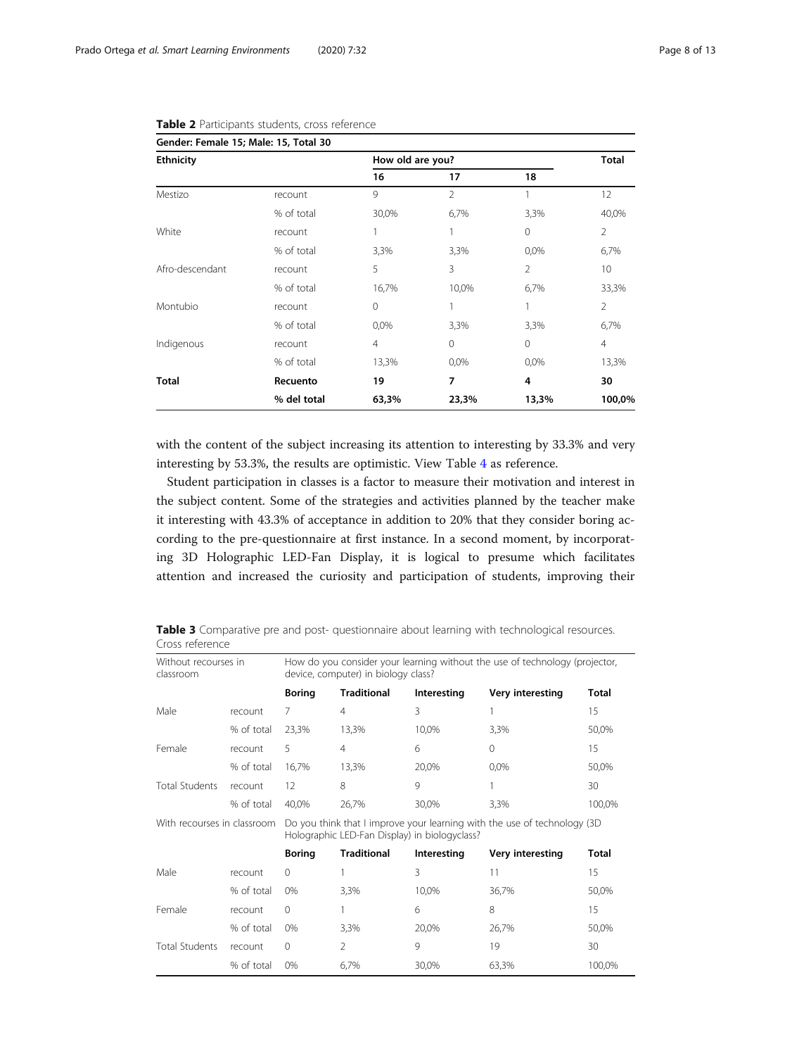**Table 2** Participants students, cross reference

| Gender: Female 15; Male: 15, Total 30 | | | | | |
|---|---|---|---|---|---|
| **Ethnicity** | | **How old are you?** | | | **Total** |
| | | **16** | **17** | **18** | |
| Mestizo | recount | 9 | 2 | 1 | 12 |
| | % of total | 30,0% | 6,7% | 3,3% | 40,0% |
| White | recount | 1 | 1 | 0 | 2 |
| | % of total | 3,3% | 3,3% | 0,0% | 6,7% |
| Afro-descendant | recount | 5 | 3 | 2 | 10 |
| | % of total | 16,7% | 10,0% | 6,7% | 33,3% |
| Montubio | recount | 0 | 1 | 1 | 2 |
| | % of total | 0,0% | 3,3% | 3,3% | 6,7% |
| Indigenous | recount | 4 | 0 | 0 | 4 |
| | % of total | 13,3% | 0,0% | 0,0% | 13,3% |
| **Total** | **Recuento** | **19** | **7** | **4** | **30** |
| | **% del total** | **63,3%** | **23,3%** | **13,3%** | **100,0%** |

with the content of the subject increasing its attention to interesting by 33.3% and very interesting by 53.3%, the results are optimistic. View Table 4 as reference.

Student participation in classes is a factor to measure their motivation and interest in the subject content. Some of the strategies and activities planned by the teacher make it interesting with 43.3% of acceptance in addition to 20% that they consider boring according to the pre-questionnaire at first instance. In a second moment, by incorporating 3D Holographic LED-Fan Display, it is logical to presume which facilitates attention and increased the curiosity and participation of students, improving their

**Table 3** Comparative pre and post- questionnaire about learning with technological resources. Cross reference

| Without recourses in classroom | | How do you consider your learning without the use of technology (projector, device, computer) in biology class? | | | | |
|---|---|---|---|---|---|---|
| | | **Boring** | **Traditional** | **Interesting** | **Very interesting** | **Total** |
| Male | recount | 7 | 4 | 3 | 1 | 15 |
| | % of total | 23,3% | 13,3% | 10,0% | 3,3% | 50,0% |
| Female | recount | 5 | 4 | 6 | 0 | 15 |
| | % of total | 16,7% | 13,3% | 20,0% | 0,0% | 50,0% |
| Total Students | recount | 12 | 8 | 9 | 1 | 30 |
| | % of total | 40,0% | 26,7% | 30,0% | 3,3% | 100,0% |
| With recourses in classroom | | Do you think that I improve your learning with the use of technology (3D Holographic LED-Fan Display) in biologyclass? | | | | |
| | | **Boring** | **Traditional** | **Interesting** | **Very interesting** | **Total** |
| Male | recount | 0 | 1 | 3 | 11 | 15 |
| | % of total | 0% | 3,3% | 10,0% | 36,7% | 50,0% |
| Female | recount | 0 | 1 | 6 | 8 | 15 |
| | % of total | 0% | 3,3% | 20,0% | 26,7% | 50,0% |
| Total Students | recount | 0 | 2 | 9 | 19 | 30 |
| | % of total | 0% | 6,7% | 30,0% | 63,3% | 100,0% |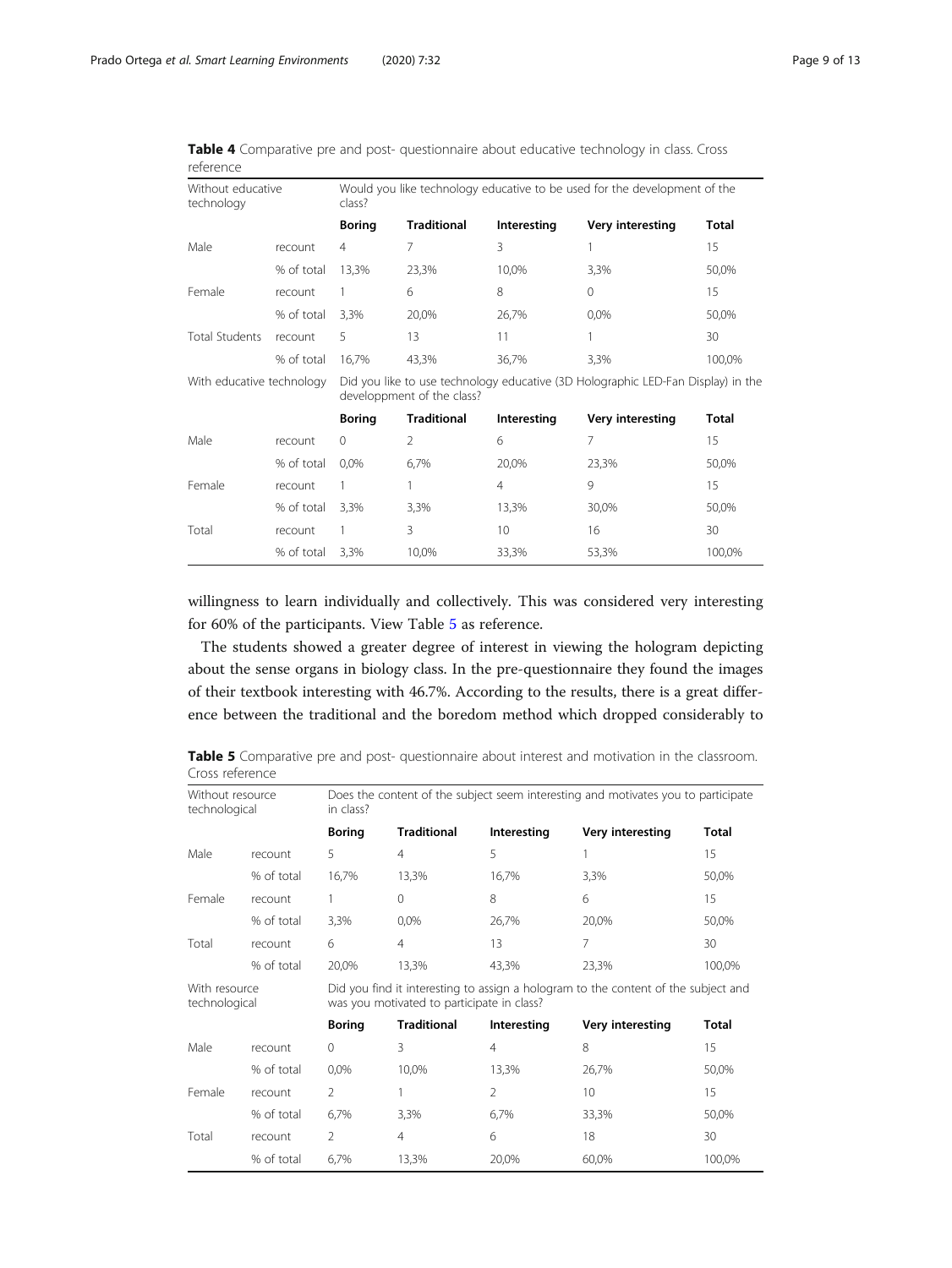**Table 4** Comparative pre and post- questionnaire about educative technology in class. Cross reference

| Without educative technology | | Would you like technology educative to be used for the development of the class? | | | | |
|---|---|---|---|---|---|---|
| | | **Boring** | **Traditional** | **Interesting** | **Very interesting** | **Total** |
| Male | recount | 4 | 7 | 3 | 1 | 15 |
| | % of total | 13,3% | 23,3% | 10,0% | 3,3% | 50,0% |
| Female | recount | 1 | 6 | 8 | 0 | 15 |
| | % of total | 3,3% | 20,0% | 26,7% | 0,0% | 50,0% |
| Total Students | recount | 5 | 13 | 11 | 1 | 30 |
| | % of total | 16,7% | 43,3% | 36,7% | 3,3% | 100,0% |
| With educative technology | | Did you like to use technology educative (3D Holographic LED-Fan Display) in the developpment of the class? | | | | |
| | | **Boring** | **Traditional** | **Interesting** | **Very interesting** | **Total** |
| Male | recount | 0 | 2 | 6 | 7 | 15 |
| | % of total | 0,0% | 6,7% | 20,0% | 23,3% | 50,0% |
| Female | recount | 1 | 1 | 4 | 9 | 15 |
| | % of total | 3,3% | 3,3% | 13,3% | 30,0% | 50,0% |
| Total | recount | 1 | 3 | 10 | 16 | 30 |
| | % of total | 3,3% | 10,0% | 33,3% | 53,3% | 100,0% |

willingness to learn individually and collectively. This was considered very interesting for 60% of the participants. View Table 5 as reference.

The students showed a greater degree of interest in viewing the hologram depicting about the sense organs in biology class. In the pre-questionnaire they found the images of their textbook interesting with 46.7%. According to the results, there is a great difference between the traditional and the boredom method which dropped considerably to

**Table 5** Comparative pre and post- questionnaire about interest and motivation in the classroom. Cross reference

| Without resource technological | | Does the content of the subject seem interesting and motivates you to participate in class? | | | | |
|---|---|---|---|---|---|---|
| | | **Boring** | **Traditional** | **Interesting** | **Very interesting** | **Total** |
| Male | recount | 5 | 4 | 5 | 1 | 15 |
| | % of total | 16,7% | 13,3% | 16,7% | 3,3% | 50,0% |
| Female | recount | 1 | 0 | 8 | 6 | 15 |
| | % of total | 3,3% | 0,0% | 26,7% | 20,0% | 50,0% |
| Total | recount | 6 | 4 | 13 | 7 | 30 |
| | % of total | 20,0% | 13,3% | 43,3% | 23,3% | 100,0% |
| With resource technological | | Did you find it interesting to assign a hologram to the content of the subject and was you motivated to participate in class? | | | | |
| | | **Boring** | **Traditional** | **Interesting** | **Very interesting** | **Total** |
| Male | recount | 0 | 3 | 4 | 8 | 15 |
| | % of total | 0,0% | 10,0% | 13,3% | 26,7% | 50,0% |
| Female | recount | 2 | 1 | 2 | 10 | 15 |
| | % of total | 6,7% | 3,3% | 6,7% | 33,3% | 50,0% |
| Total | recount | 2 | 4 | 6 | 18 | 30 |
| | % of total | 6,7% | 13,3% | 20,0% | 60,0% | 100,0% |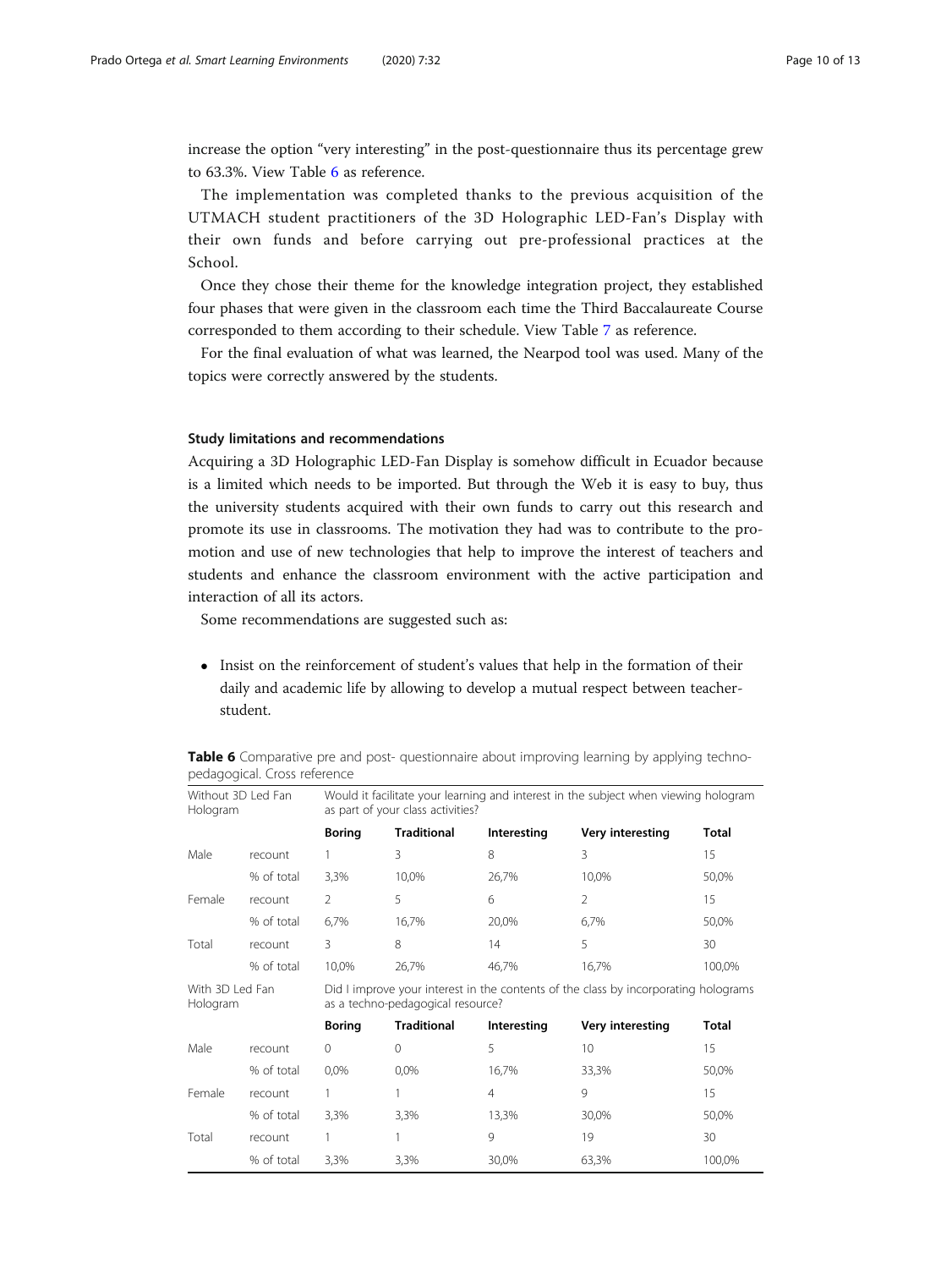increase the option "very interesting" in the post-questionnaire thus its percentage grew to 63.3%. View Table 6 as reference.

The implementation was completed thanks to the previous acquisition of the UTMACH student practitioners of the 3D Holographic LED-Fan's Display with their own funds and before carrying out pre-professional practices at the School.

Once they chose their theme for the knowledge integration project, they established four phases that were given in the classroom each time the Third Baccalaureate Course corresponded to them according to their schedule. View Table 7 as reference.

For the final evaluation of what was learned, the Nearpod tool was used. Many of the topics were correctly answered by the students.

### Study limitations and recommendations

Acquiring a 3D Holographic LED-Fan Display is somehow difficult in Ecuador because is a limited which needs to be imported. But through the Web it is easy to buy, thus the university students acquired with their own funds to carry out this research and promote its use in classrooms. The motivation they had was to contribute to the promotion and use of new technologies that help to improve the interest of teachers and students and enhance the classroom environment with the active participation and interaction of all its actors.

Some recommendations are suggested such as:

- Insist on the reinforcement of student's values that help in the formation of their daily and academic life by allowing to develop a mutual respect between teacher-student.

**Table 6** Comparative pre and post- questionnaire about improving learning by applying techno-pedagogical. Cross reference

| Without 3D Led Fan Hologram | | Would it facilitate your learning and interest in the subject when viewing hologram as part of your class activities? | | | | |
|---|---|---|---|---|---|---|
| | | **Boring** | **Traditional** | **Interesting** | **Very interesting** | **Total** |
| Male | recount | 1 | 3 | 8 | 3 | 15 |
| | % of total | 3,3% | 10,0% | 26,7% | 10,0% | 50,0% |
| Female | recount | 2 | 5 | 6 | 2 | 15 |
| | % of total | 6,7% | 16,7% | 20,0% | 6,7% | 50,0% |
| Total | recount | 3 | 8 | 14 | 5 | 30 |
| | % of total | 10,0% | 26,7% | 46,7% | 16,7% | 100,0% |
| With 3D Led Fan Hologram | | Did I improve your interest in the contents of the class by incorporating holograms as a techno-pedagogical resource? | | | | |
| | | **Boring** | **Traditional** | **Interesting** | **Very interesting** | **Total** |
| Male | recount | 0 | 0 | 5 | 10 | 15 |
| | % of total | 0,0% | 0,0% | 16,7% | 33,3% | 50,0% |
| Female | recount | 1 | 1 | 4 | 9 | 15 |
| | % of total | 3,3% | 3,3% | 13,3% | 30,0% | 50,0% |
| Total | recount | 1 | 1 | 9 | 19 | 30 |
| | % of total | 3,3% | 3,3% | 30,0% | 63,3% | 100,0% |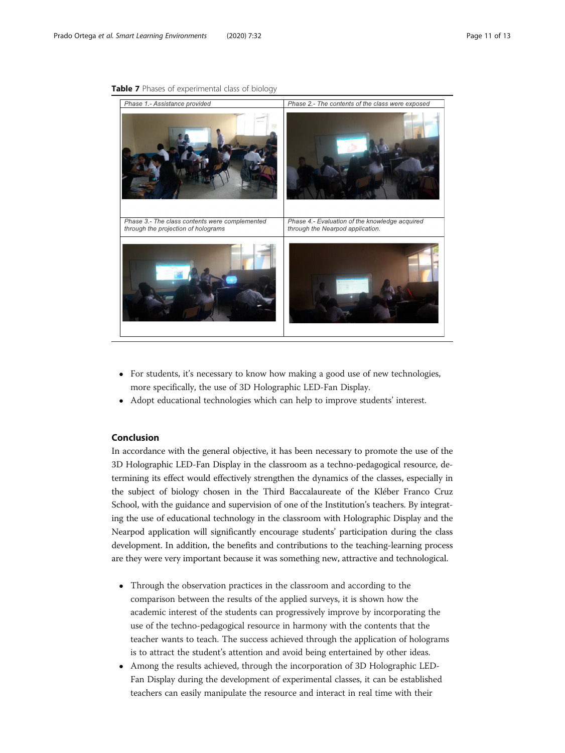**Table 7** Phases of experimental class of biology

| *Phase 1.- Assistance provided* | *Phase 2.- The contents of the class were exposed* |
| --- | --- |
| | |
| *Phase 3.- The class contents were complemented through the projection of holograms* | *Phase 4.- Evaluation of the knowledge acquired through the Nearpod application.* |
| | |

- For students, it's necessary to know how making a good use of new technologies, more specifically, the use of 3D Holographic LED-Fan Display.
- Adopt educational technologies which can help to improve students' interest.

## Conclusion

In accordance with the general objective, it has been necessary to promote the use of the 3D Holographic LED-Fan Display in the classroom as a techno-pedagogical resource, determining its effect would effectively strengthen the dynamics of the classes, especially in the subject of biology chosen in the Third Baccalaureate of the Kléber Franco Cruz School, with the guidance and supervision of one of the Institution's teachers. By integrating the use of educational technology in the classroom with Holographic Display and the Nearpod application will significantly encourage students' participation during the class development. In addition, the benefits and contributions to the teaching-learning process are they were very important because it was something new, attractive and technological.

- Through the observation practices in the classroom and according to the comparison between the results of the applied surveys, it is shown how the academic interest of the students can progressively improve by incorporating the use of the techno-pedagogical resource in harmony with the contents that the teacher wants to teach. The success achieved through the application of holograms is to attract the student's attention and avoid being entertained by other ideas.
- Among the results achieved, through the incorporation of 3D Holographic LED-Fan Display during the development of experimental classes, it can be established teachers can easily manipulate the resource and interact in real time with their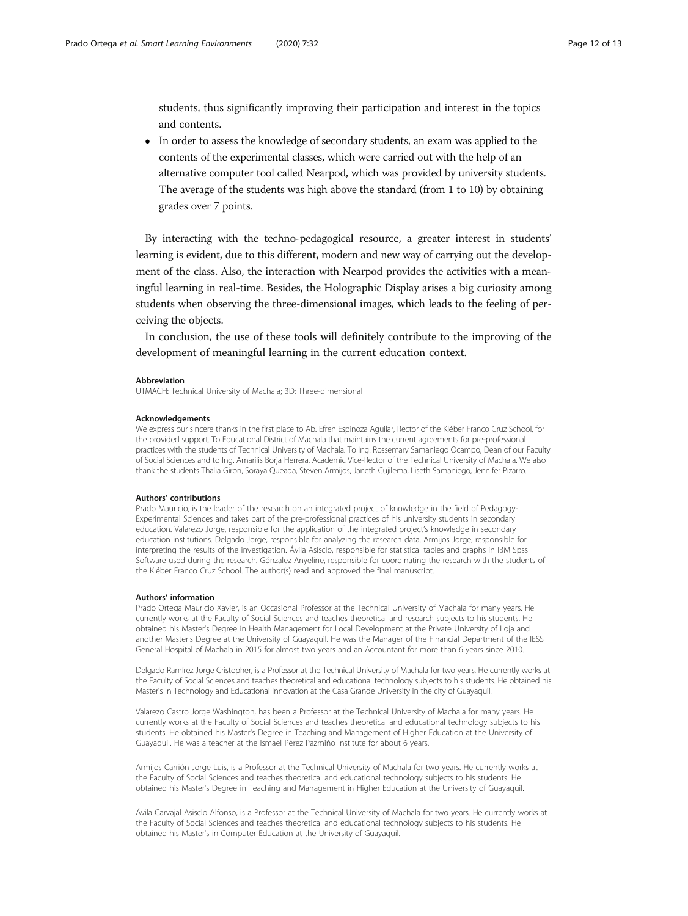students, thus significantly improving their participation and interest in the topics and contents.

- In order to assess the knowledge of secondary students, an exam was applied to the contents of the experimental classes, which were carried out with the help of an alternative computer tool called Nearpod, which was provided by university students. The average of the students was high above the standard (from 1 to 10) by obtaining grades over 7 points.

By interacting with the techno-pedagogical resource, a greater interest in students' learning is evident, due to this different, modern and new way of carrying out the development of the class. Also, the interaction with Nearpod provides the activities with a meaningful learning in real-time. Besides, the Holographic Display arises a big curiosity among students when observing the three-dimensional images, which leads to the feeling of perceiving the objects.

In conclusion, the use of these tools will definitely contribute to the improving of the development of meaningful learning in the current education context.

#### Abbreviation

UTMACH: Technical University of Machala; 3D: Three-dimensional

#### Acknowledgements

We express our sincere thanks in the first place to Ab. Efren Espinoza Aguilar, Rector of the Kléber Franco Cruz School, for the provided support. To Educational District of Machala that maintains the current agreements for pre-professional practices with the students of Technical University of Machala. To Ing. Rossemary Samaniego Ocampo, Dean of our Faculty of Social Sciences and to Ing. Amarilis Borja Herrera, Academic Vice-Rector of the Technical University of Machala. We also thank the students Thalia Giron, Soraya Queada, Steven Armijos, Janeth Cujilema, Liseth Samaniego, Jennifer Pizarro.

#### Authors' contributions

Prado Mauricio, is the leader of the research on an integrated project of knowledge in the field of Pedagogy-Experimental Sciences and takes part of the pre-professional practices of his university students in secondary education. Valarezo Jorge, responsible for the application of the integrated project's knowledge in secondary education institutions. Delgado Jorge, responsible for analyzing the research data. Armijos Jorge, responsible for interpreting the results of the investigation. Ávila Asisclo, responsible for statistical tables and graphs in IBM Spss Software used during the research. Gónzalez Anyeline, responsible for coordinating the research with the students of the Kléber Franco Cruz School. The author(s) read and approved the final manuscript.

#### Authors' information

Prado Ortega Mauricio Xavier, is an Occasional Professor at the Technical University of Machala for many years. He currently works at the Faculty of Social Sciences and teaches theoretical and research subjects to his students. He obtained his Master's Degree in Health Management for Local Development at the Private University of Loja and another Master's Degree at the University of Guayaquil. He was the Manager of the Financial Department of the IESS General Hospital of Machala in 2015 for almost two years and an Accountant for more than 6 years since 2010.

Delgado Ramírez Jorge Cristopher, is a Professor at the Technical University of Machala for two years. He currently works at the Faculty of Social Sciences and teaches theoretical and educational technology subjects to his students. He obtained his Master's in Technology and Educational Innovation at the Casa Grande University in the city of Guayaquil.

Valarezo Castro Jorge Washington, has been a Professor at the Technical University of Machala for many years. He currently works at the Faculty of Social Sciences and teaches theoretical and educational technology subjects to his students. He obtained his Master's Degree in Teaching and Management of Higher Education at the University of Guayaquil. He was a teacher at the Ismael Pérez Pazmiño Institute for about 6 years.

Armijos Carrión Jorge Luis, is a Professor at the Technical University of Machala for two years. He currently works at the Faculty of Social Sciences and teaches theoretical and educational technology subjects to his students. He obtained his Master's Degree in Teaching and Management in Higher Education at the University of Guayaquil.

Ávila Carvajal Asisclo Alfonso, is a Professor at the Technical University of Machala for two years. He currently works at the Faculty of Social Sciences and teaches theoretical and educational technology subjects to his students. He obtained his Master's in Computer Education at the University of Guayaquil.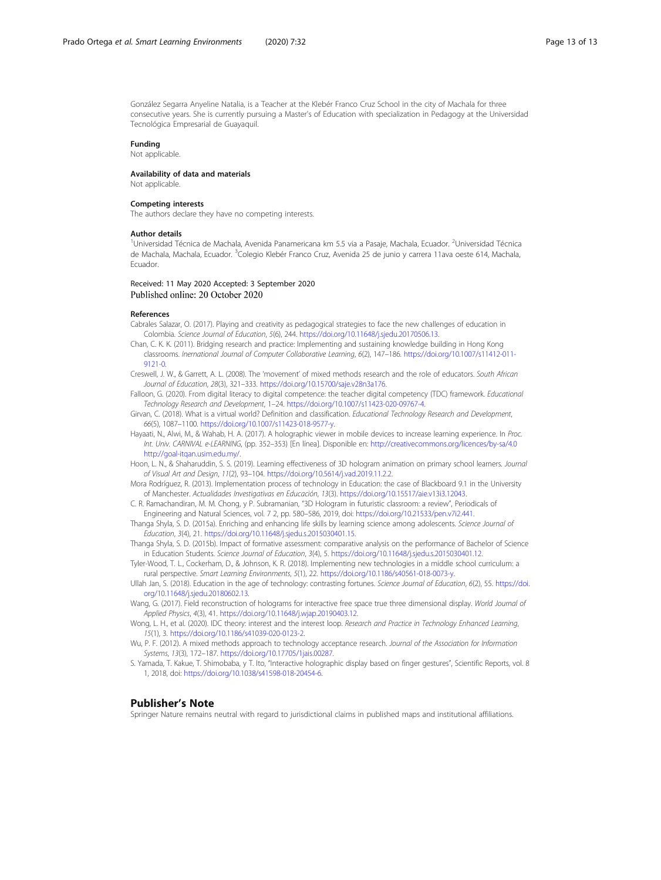González Segarra Anyeline Natalia, is a Teacher at the Klebér Franco Cruz School in the city of Machala for three consecutive years. She is currently pursuing a Master's of Education with specialization in Pedagogy at the Universidad Tecnológica Empresarial de Guayaquil.

### Funding

Not applicable.

### Availability of data and materials

Not applicable.

### Competing interests

The authors declare they have no competing interests.

### Author details

[1]Universidad Técnica de Machala, Avenida Panamericana km 5.5 via a Pasaje, Machala, Ecuador. [2]Universidad Técnica de Machala, Machala, Ecuador. [3]Colegio Klebér Franco Cruz, Avenida 25 de junio y carrera 11ava oeste 614, Machala, Ecuador.

Received: 11 May 2020 Accepted: 3 September 2020
Published online: 20 October 2020

### References

Cabrales Salazar, O. (2017). Playing and creativity as pedagogical strategies to face the new challenges of education in Colombia. *Science Journal of Education*, *5*(6), 244. https://doi.org/10.11648/j.sjedu.20170506.13.

Chan, C. K. K. (2011). Bridging research and practice: Implementing and sustaining knowledge building in Hong Kong classrooms. *Inernational Journal of Computer Collaborative Learning*, *6*(2), 147–186. https://doi.org/10.1007/s11412-011-9121-0.

Creswell, J. W., & Garrett, A. L. (2008). The 'movement' of mixed methods research and the role of educators. *South African Journal of Education*, *28*(3), 321–333. https://doi.org/10.15700/saje.v28n3a176.

Falloon, G. (2020). From digital literacy to digital competence: the teacher digital competency (TDC) framework. *Educational Technology Research and Development*, 1–24. https://doi.org/10.1007/s11423-020-09767-4.

Girvan, C. (2018). What is a virtual world? Definition and classification. *Educational Technology Research and Development*, *66*(5), 1087–1100. https://doi.org/10.1007/s11423-018-9577-y.

Hayaati, N., Alwi, M., & Wahab, H. A. (2017). A holographic viewer in mobile devices to increase learning experience. In *Proc. Int. Univ. CARNIVAL e-LEARNING*, (pp. 352–353) [En línea]. Disponible en: http://creativecommons.org/licences/by-sa/4.0 http://goal-itqan.usim.edu.my/.

Hoon, L. N., & Shaharuddin, S. S. (2019). Learning effectiveness of 3D hologram animation on primary school learners. *Journal of Visual Art and Design*, *11*(2), 93–104. https://doi.org/10.5614/j.vad.2019.11.2.2.

Mora Rodríguez, R. (2013). Implementation process of technology in Education: the case of Blackboard 9.1 in the University of Manchester. *Actualidades Investigativas en Educación*, *13*(3). https://doi.org/10.15517/aie.v13i3.12043.

C. R. Ramachandiran, M. M. Chong, y P. Subramanian, "3D Hologram in futuristic classroom: a review", Periodicals of Engineering and Natural Sciences, vol. 7 2, pp. 580–586, 2019, doi: https://doi.org/10.21533/pen.v7i2.441.

Thanga Shyla, S. D. (2015a). Enriching and enhancing life skills by learning science among adolescents. *Science Journal of Education*, *3*(4), 21. https://doi.org/10.11648/j.sjedu.s.2015030401.15.

Thanga Shyla, S. D. (2015b). Impact of formative assessment: comparative analysis on the performance of Bachelor of Science in Education Students. *Science Journal of Education*, *3*(4), 5. https://doi.org/10.11648/j.sjedu.s.2015030401.12.

Tyler-Wood, T. L., Cockerham, D., & Johnson, K. R. (2018). Implementing new technologies in a middle school curriculum: a rural perspective. *Smart Learning Environments*, *5*(1), 22. https://doi.org/10.1186/s40561-018-0073-y.

Ullah Jan, S. (2018). Education in the age of technology: contrasting fortunes. *Science Journal of Education*, *6*(2), 55. https://doi.org/10.11648/j.sjedu.20180602.13.

Wang, G. (2017). Field reconstruction of holograms for interactive free space true three dimensional display. *World Journal of Applied Physics*, *4*(3), 41. https://doi.org/10.11648/j.wjap.20190403.12.

Wong, L. H., et al. (2020). IDC theory: interest and the interest loop. *Research and Practice in Technology Enhanced Learning*, *15*(1), 3. https://doi.org/10.1186/s41039-020-0123-2.

Wu, P. F. (2012). A mixed methods approach to technology acceptance research. *Journal of the Association for Information Systems*, *13*(3), 172–187. https://doi.org/10.17705/1jais.00287.

S. Yamada, T. Kakue, T. Shimobaba, y T. Ito, "Interactive holographic display based on finger gestures", Scientific Reports, vol. 8 1, 2018, doi: https://doi.org/10.1038/s41598-018-20454-6.

## Publisher's Note

Springer Nature remains neutral with regard to jurisdictional claims in published maps and institutional affiliations.